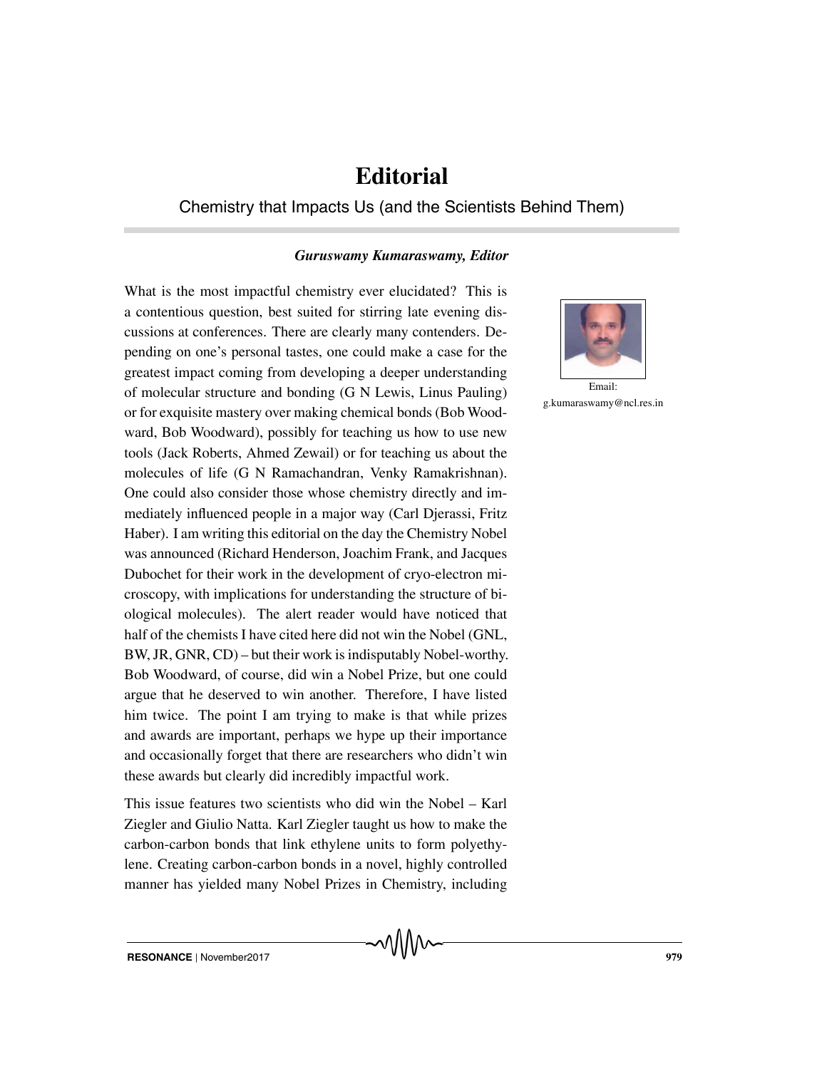# Editorial

Chemistry that Impacts Us (and the Scientists Behind Them)

***Guruswamy Kumaraswamy, Editor***

Email:
g.kumaraswamy@ncl.res.in

What is the most impactful chemistry ever elucidated? This is a contentious question, best suited for stirring late evening discussions at conferences. There are clearly many contenders. Depending on one's personal tastes, one could make a case for the greatest impact coming from developing a deeper understanding of molecular structure and bonding (G N Lewis, Linus Pauling) or for exquisite mastery over making chemical bonds (Bob Woodward, Bob Woodward), possibly for teaching us how to use new tools (Jack Roberts, Ahmed Zewail) or for teaching us about the molecules of life (G N Ramachandran, Venky Ramakrishnan). One could also consider those whose chemistry directly and immediately influenced people in a major way (Carl Djerassi, Fritz Haber). I am writing this editorial on the day the Chemistry Nobel was announced (Richard Henderson, Joachim Frank, and Jacques Dubochet for their work in the development of cryo-electron microscopy, with implications for understanding the structure of biological molecules). The alert reader would have noticed that half of the chemists I have cited here did not win the Nobel (GNL, BW, JR, GNR, CD) – but their work is indisputably Nobel-worthy. Bob Woodward, of course, did win a Nobel Prize, but one could argue that he deserved to win another. Therefore, I have listed him twice. The point I am trying to make is that while prizes and awards are important, perhaps we hype up their importance and occasionally forget that there are researchers who didn't win these awards but clearly did incredibly impactful work.

This issue features two scientists who did win the Nobel – Karl Ziegler and Giulio Natta. Karl Ziegler taught us how to make the carbon-carbon bonds that link ethylene units to form polyethylene. Creating carbon-carbon bonds in a novel, highly controlled manner has yielded many Nobel Prizes in Chemistry, including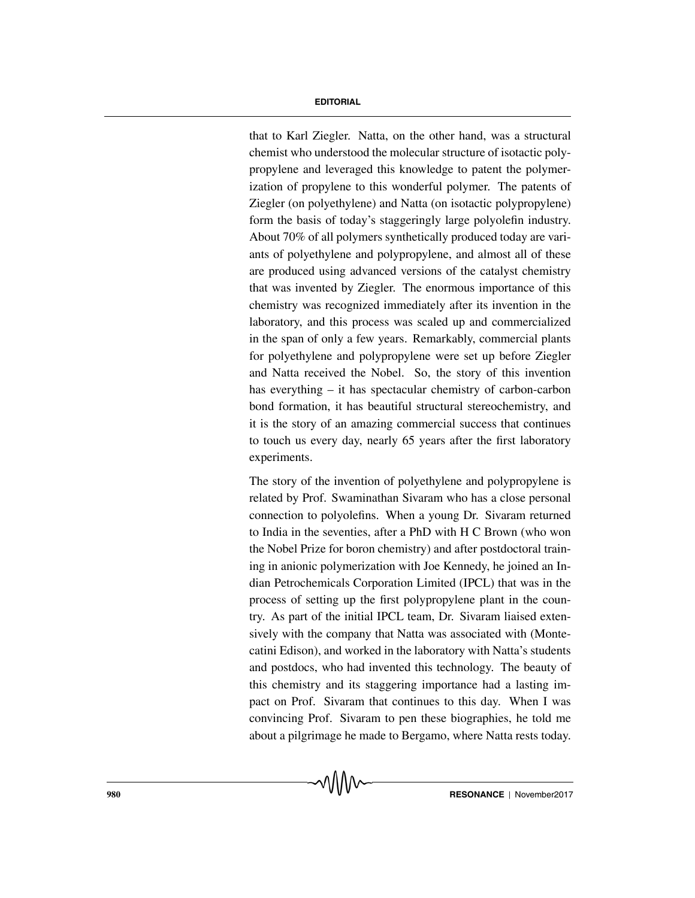that to Karl Ziegler. Natta, on the other hand, was a structural chemist who understood the molecular structure of isotactic polypropylene and leveraged this knowledge to patent the polymerization of propylene to this wonderful polymer. The patents of Ziegler (on polyethylene) and Natta (on isotactic polypropylene) form the basis of today's staggeringly large polyolefin industry. About 70% of all polymers synthetically produced today are variants of polyethylene and polypropylene, and almost all of these are produced using advanced versions of the catalyst chemistry that was invented by Ziegler. The enormous importance of this chemistry was recognized immediately after its invention in the laboratory, and this process was scaled up and commercialized in the span of only a few years. Remarkably, commercial plants for polyethylene and polypropylene were set up before Ziegler and Natta received the Nobel. So, the story of this invention has everything – it has spectacular chemistry of carbon-carbon bond formation, it has beautiful structural stereochemistry, and it is the story of an amazing commercial success that continues to touch us every day, nearly 65 years after the first laboratory experiments.

The story of the invention of polyethylene and polypropylene is related by Prof. Swaminathan Sivaram who has a close personal connection to polyolefins. When a young Dr. Sivaram returned to India in the seventies, after a PhD with H C Brown (who won the Nobel Prize for boron chemistry) and after postdoctoral training in anionic polymerization with Joe Kennedy, he joined an Indian Petrochemicals Corporation Limited (IPCL) that was in the process of setting up the first polypropylene plant in the country. As part of the initial IPCL team, Dr. Sivaram liaised extensively with the company that Natta was associated with (Montecatini Edison), and worked in the laboratory with Natta's students and postdocs, who had invented this technology. The beauty of this chemistry and its staggering importance had a lasting impact on Prof. Sivaram that continues to this day. When I was convincing Prof. Sivaram to pen these biographies, he told me about a pilgrimage he made to Bergamo, where Natta rests today.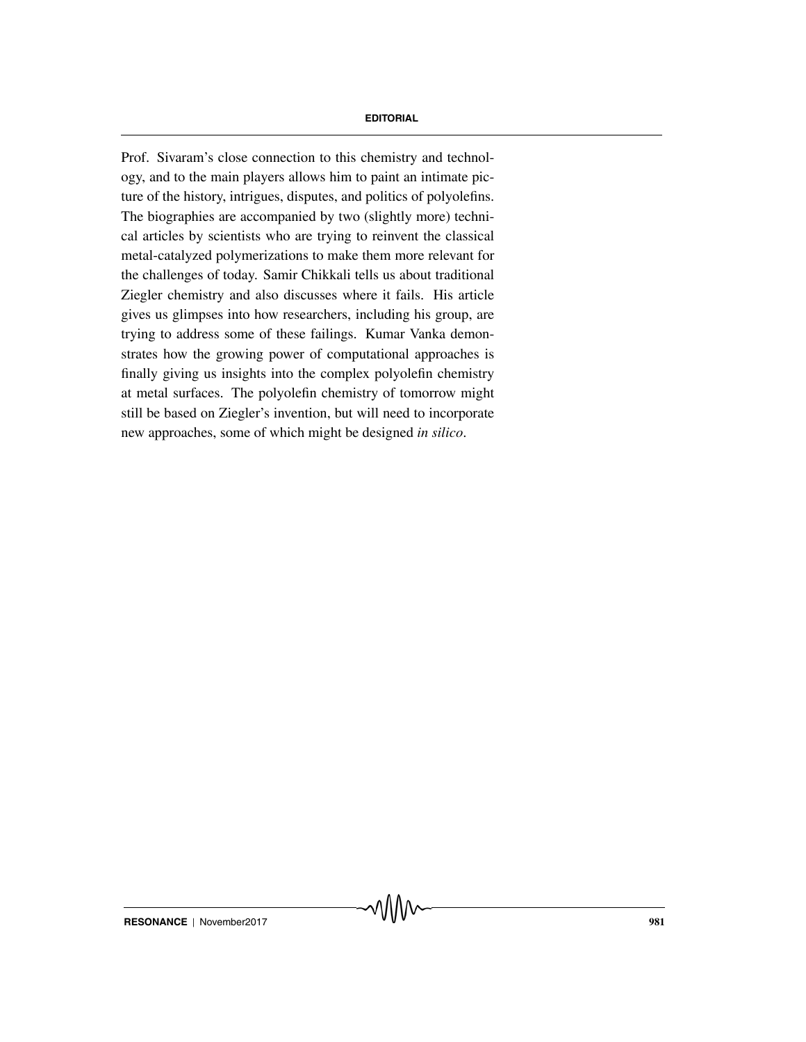Prof. Sivaram's close connection to this chemistry and technology, and to the main players allows him to paint an intimate picture of the history, intrigues, disputes, and politics of polyolefins. The biographies are accompanied by two (slightly more) technical articles by scientists who are trying to reinvent the classical metal-catalyzed polymerizations to make them more relevant for the challenges of today. Samir Chikkali tells us about traditional Ziegler chemistry and also discusses where it fails. His article gives us glimpses into how researchers, including his group, are trying to address some of these failings. Kumar Vanka demonstrates how the growing power of computational approaches is finally giving us insights into the complex polyolefin chemistry at metal surfaces. The polyolefin chemistry of tomorrow might still be based on Ziegler's invention, but will need to incorporate new approaches, some of which might be designed *in silico*.